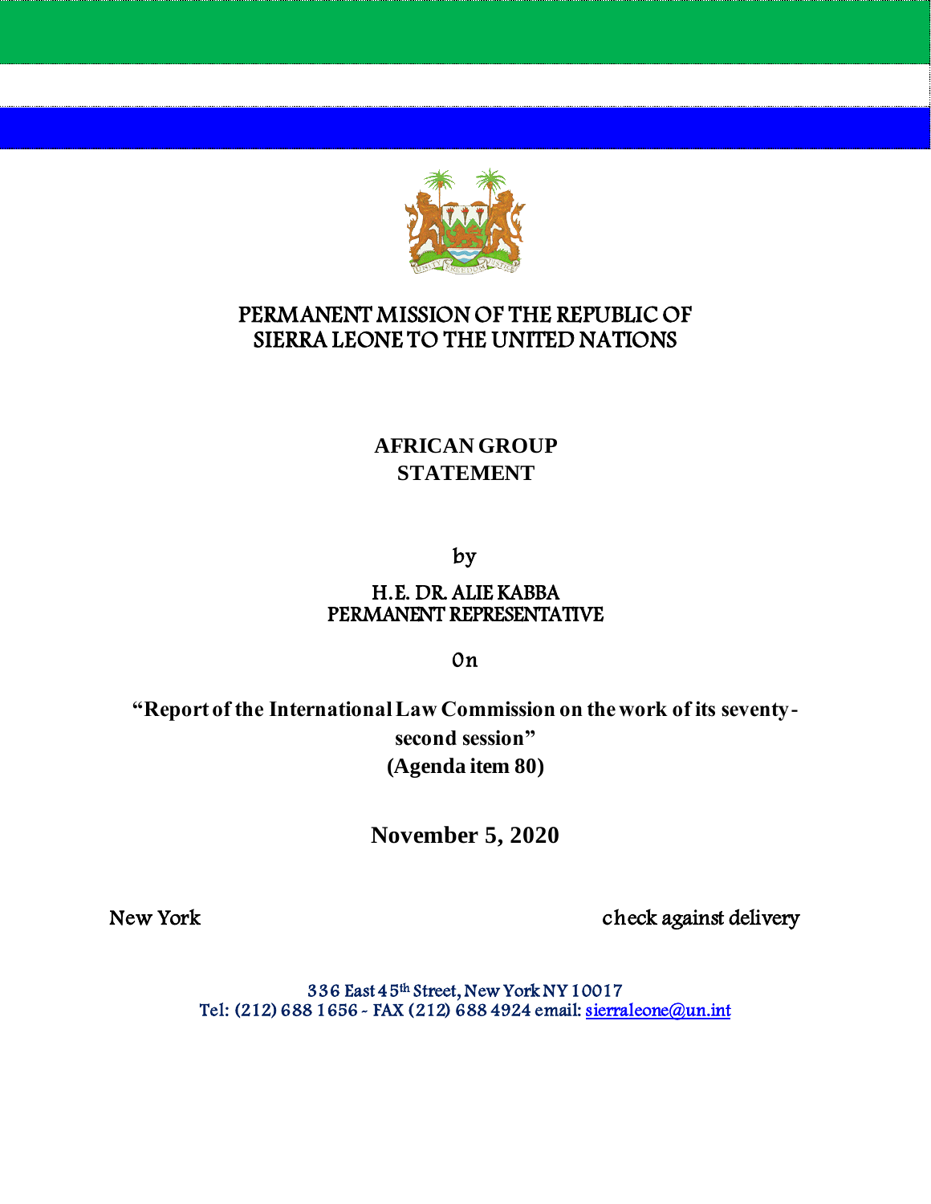# PERMANENT MISSION OF THE REPUBLIC OF SIERRA LEONE TO THE UNITED NATIONS

## AFRICAN GROUP STATEMENT

by

**H.E. DR. ALIE KABBA**
**PERMANENT REPRESENTATIVE**

On

**"Report of the International Law Commission on the work of its seventy-second session"**
**(Agenda item 80)**

**November 5, 2020**

New York

check against delivery

336 East 45th Street, New York NY 10017
Tel: (212) 688 1656 - FAX (212) 688 4924 email: sierraleone@un.int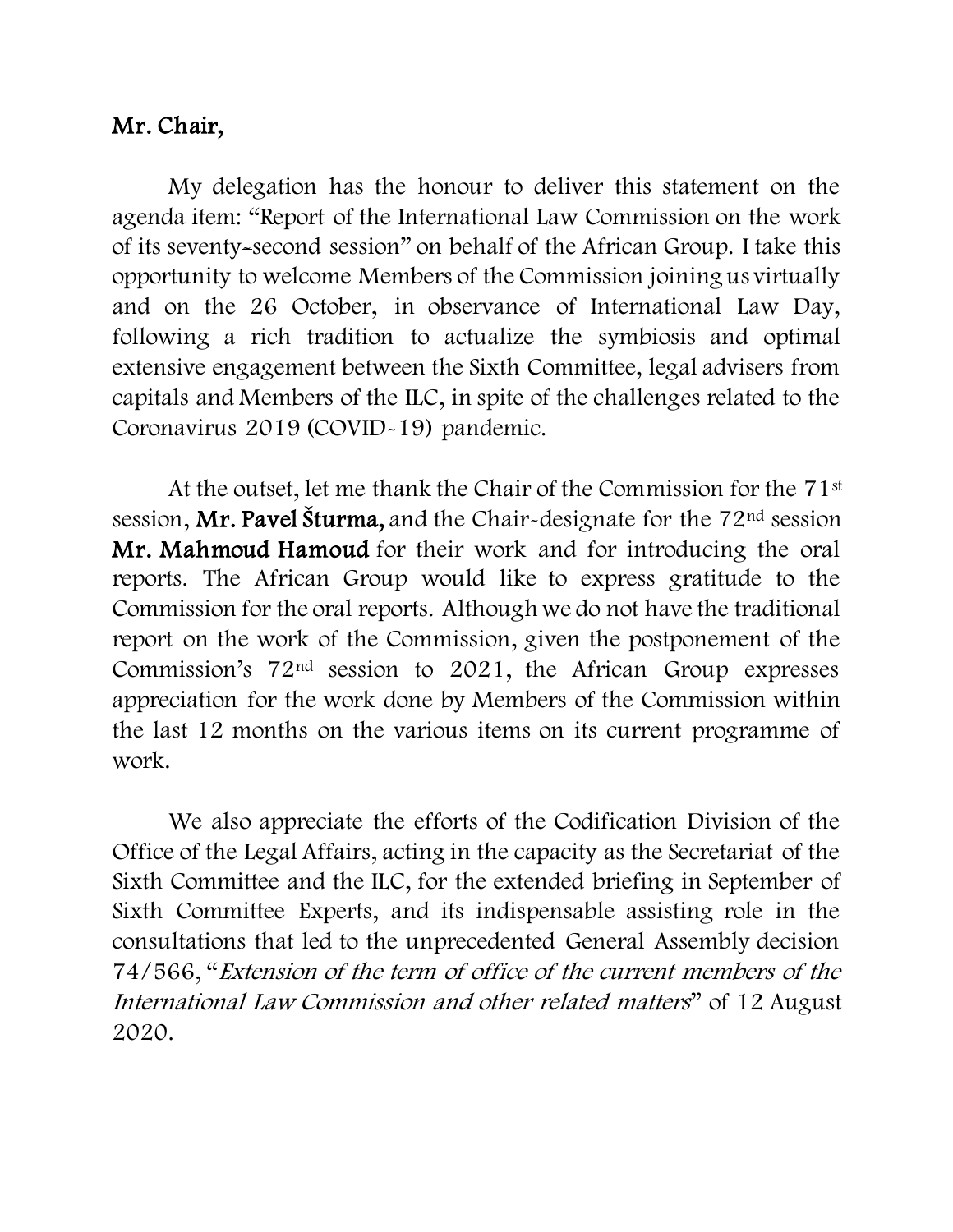**Mr. Chair,**

My delegation has the honour to deliver this statement on the agenda item: "Report of the International Law Commission on the work of its seventy-second session" on behalf of the African Group. I take this opportunity to welcome Members of the Commission joining us virtually and on the 26 October, in observance of International Law Day, following a rich tradition to actualize the symbiosis and optimal extensive engagement between the Sixth Committee, legal advisers from capitals and Members of the ILC, in spite of the challenges related to the Coronavirus 2019 (COVID-19) pandemic.

At the outset, let me thank the Chair of the Commission for the 71st session, **Mr. Pavel Šturma,** and the Chair-designate for the 72nd session **Mr. Mahmoud Hamoud** for their work and for introducing the oral reports. The African Group would like to express gratitude to the Commission for the oral reports. Although we do not have the traditional report on the work of the Commission, given the postponement of the Commission's 72nd session to 2021, the African Group expresses appreciation for the work done by Members of the Commission within the last 12 months on the various items on its current programme of work.

We also appreciate the efforts of the Codification Division of the Office of the Legal Affairs, acting in the capacity as the Secretariat of the Sixth Committee and the ILC, for the extended briefing in September of Sixth Committee Experts, and its indispensable assisting role in the consultations that led to the unprecedented General Assembly decision 74/566, "*Extension of the term of office of the current members of the International Law Commission and other related matters*" of 12 August 2020.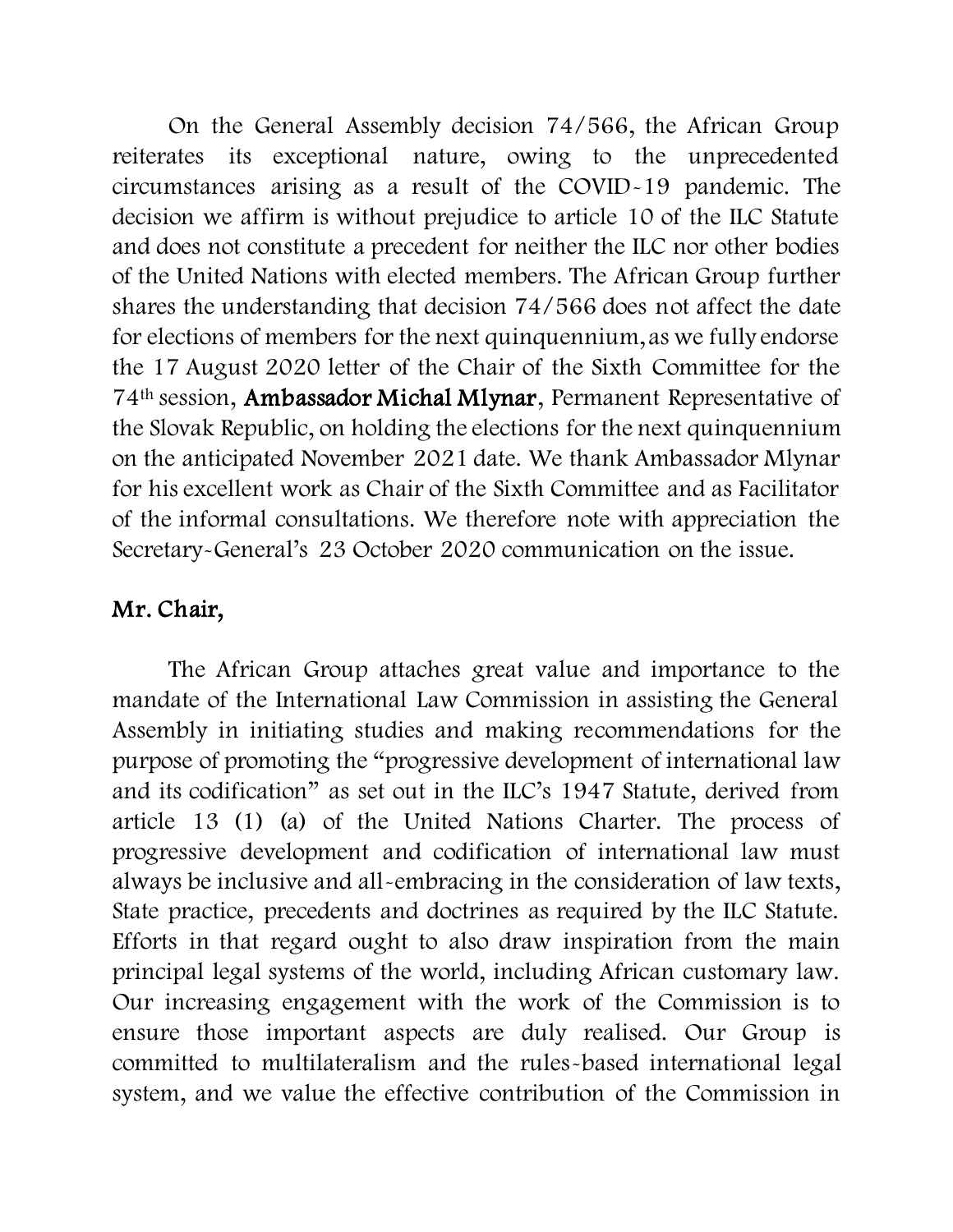On the General Assembly decision 74/566, the African Group reiterates its exceptional nature, owing to the unprecedented circumstances arising as a result of the COVID-19 pandemic. The decision we affirm is without prejudice to article 10 of the ILC Statute and does not constitute a precedent for neither the ILC nor other bodies of the United Nations with elected members. The African Group further shares the understanding that decision 74/566 does not affect the date for elections of members for the next quinquennium, as we fully endorse the 17 August 2020 letter of the Chair of the Sixth Committee for the 74th session, **Ambassador Michal Mlynar**, Permanent Representative of the Slovak Republic, on holding the elections for the next quinquennium on the anticipated November 2021 date. We thank Ambassador Mlynar for his excellent work as Chair of the Sixth Committee and as Facilitator of the informal consultations. We therefore note with appreciation the Secretary-General's 23 October 2020 communication on the issue.

**Mr. Chair,**

The African Group attaches great value and importance to the mandate of the International Law Commission in assisting the General Assembly in initiating studies and making recommendations for the purpose of promoting the "progressive development of international law and its codification" as set out in the ILC's 1947 Statute, derived from article 13 (1) (a) of the United Nations Charter. The process of progressive development and codification of international law must always be inclusive and all-embracing in the consideration of law texts, State practice, precedents and doctrines as required by the ILC Statute. Efforts in that regard ought to also draw inspiration from the main principal legal systems of the world, including African customary law. Our increasing engagement with the work of the Commission is to ensure those important aspects are duly realised. Our Group is committed to multilateralism and the rules-based international legal system, and we value the effective contribution of the Commission in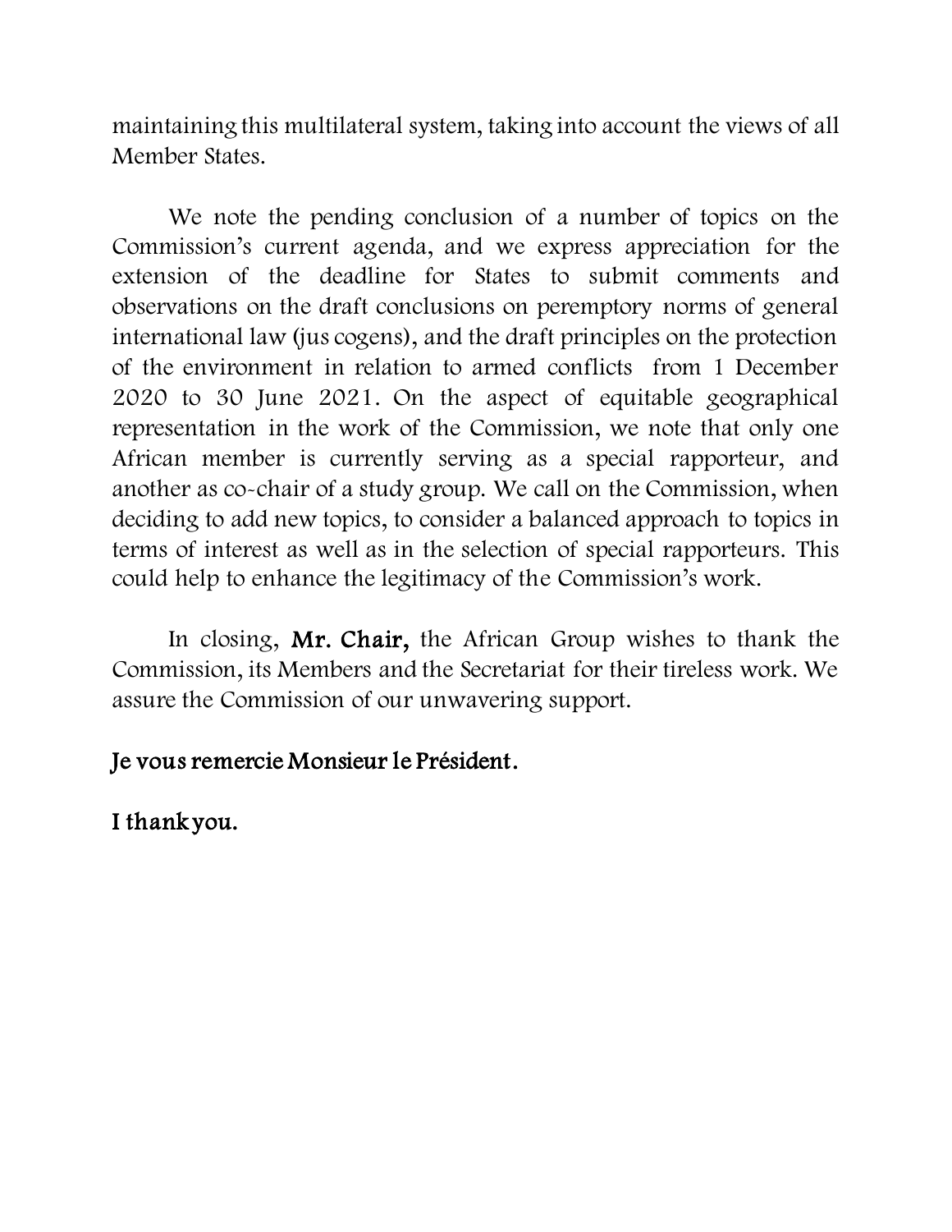maintaining this multilateral system, taking into account the views of all Member States.

We note the pending conclusion of a number of topics on the Commission's current agenda, and we express appreciation for the extension of the deadline for States to submit comments and observations on the draft conclusions on peremptory norms of general international law (jus cogens), and the draft principles on the protection of the environment in relation to armed conflicts from 1 December 2020 to 30 June 2021. On the aspect of equitable geographical representation in the work of the Commission, we note that only one African member is currently serving as a special rapporteur, and another as co-chair of a study group. We call on the Commission, when deciding to add new topics, to consider a balanced approach to topics in terms of interest as well as in the selection of special rapporteurs. This could help to enhance the legitimacy of the Commission's work.

In closing, **Mr. Chair,** the African Group wishes to thank the Commission, its Members and the Secretariat for their tireless work. We assure the Commission of our unwavering support.

**Je vous remercie Monsieur le Président.**

**I thank you.**